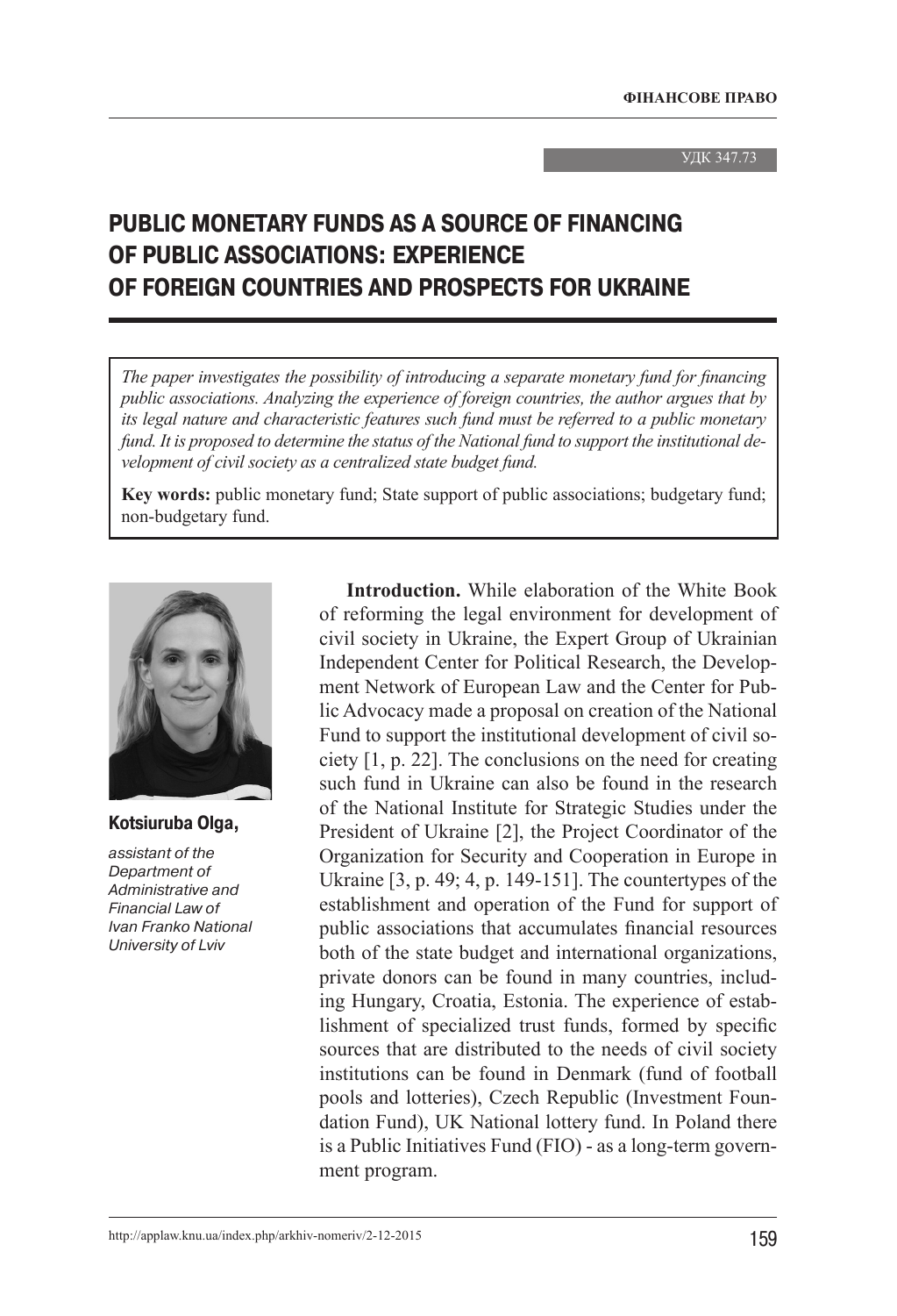УДК 347.73

# PUBLIC MONETARY FUNDS AS A SOURCE OF FINANCING OF PUBLIC ASSOCIATIONS: EXPERIENCE OF FOREIGN COUNTRIES AND PROSPECTS FOR UKRAINE

*The paper investigates the possibility of introducing a separate monetary fund for financing public associations. Analyzing the experience of foreign countries, the author argues that by its legal nature and characteristic features such fund must be referred to a public monetary fund. It is proposed to determine the status of the National fund to support the institutional development of civil society as a centralized state budget fund.*

**Key words:** public monetary fund; State support of public associations; budgetary fund; non-budgetary fund.

**Kotsiuruba Olga,**

*assistant of the Department of Administrative and Financial Law of Ivan Franko National University of Lviv*

**Introduction.** While elaboration of the White Book of reforming the legal environment for development of civil society in Ukraine, the Expert Group of Ukrainian Independent Center for Political Research, the Development Network of European Law and the Center for Public Advocacy made a proposal on creation of the National Fund to support the institutional development of civil society [1, p. 22]. The conclusions on the need for creating such fund in Ukraine can also be found in the research of the National Institute for Strategic Studies under the President of Ukraine [2], the Project Coordinator of the Organization for Security and Cooperation in Europe in Ukraine [3, p. 49; 4, p. 149-151]. The countertypes of the establishment and operation of the Fund for support of public associations that accumulates financial resources both of the state budget and international organizations, private donors can be found in many countries, including Hungary, Croatia, Estonia. The experience of establishment of specialized trust funds, formed by specific sources that are distributed to the needs of civil society institutions can be found in Denmark (fund of football pools and lotteries), Czech Republic (Investment Foundation Fund), UK National lottery fund. In Poland there is a Public Initiatives Fund (FIO) - as a long-term government program.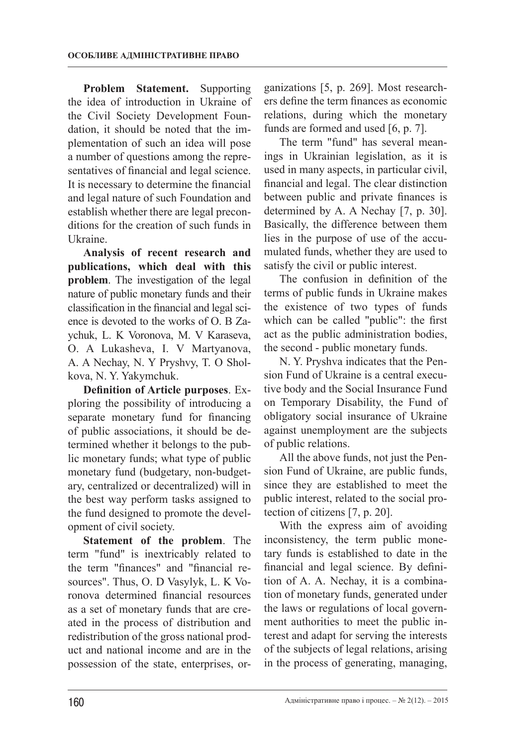**Problem Statement.** Supporting the idea of introduction in Ukraine of the Civil Society Development Foundation, it should be noted that the implementation of such an idea will pose a number of questions among the representatives of financial and legal science. It is necessary to determine the financial and legal nature of such Foundation and establish whether there are legal preconditions for the creation of such funds in Ukraine.

**Analysis of recent research and publications, which deal with this problem**. The investigation of the legal nature of public monetary funds and their classification in the financial and legal science is devoted to the works of O. B Zaychuk, L. K Voronova, M. V Karaseva, O. A Lukasheva, I. V Martyanova, A. A Nechay, N. Y Pryshvy, T. O Sholkova, N. Y. Yakymchuk.

**Definition of Article purposes**. Exploring the possibility of introducing a separate monetary fund for financing of public associations, it should be determined whether it belongs to the public monetary funds; what type of public monetary fund (budgetary, non-budgetary, centralized or decentralized) will in the best way perform tasks assigned to the fund designed to promote the development of civil society.

**Statement of the problem**. The term "fund" is inextricably related to the term "finances" and "financial resources". Thus, O. D Vasylyk, L. K Voronova determined financial resources as a set of monetary funds that are created in the process of distribution and redistribution of the gross national product and national income and are in the possession of the state, enterprises, organizations [5, p. 269]. Most researchers define the term finances as economic relations, during which the monetary funds are formed and used [6, p. 7].

The term "fund" has several meanings in Ukrainian legislation, as it is used in many aspects, in particular civil, financial and legal. The clear distinction between public and private finances is determined by A. A Nechay [7, p. 30]. Basically, the difference between them lies in the purpose of use of the accumulated funds, whether they are used to satisfy the civil or public interest.

The confusion in definition of the terms of public funds in Ukraine makes the existence of two types of funds which can be called "public": the first act as the public administration bodies, the second - public monetary funds.

N. Y. Pryshva indicates that the Pension Fund of Ukraine is a central executive body and the Social Insurance Fund on Temporary Disability, the Fund of obligatory social insurance of Ukraine against unemployment are the subjects of public relations.

All the above funds, not just the Pension Fund of Ukraine, are public funds, since they are established to meet the public interest, related to the social protection of citizens [7, p. 20].

With the express aim of avoiding inconsistency, the term public monetary funds is established to date in the financial and legal science. By definition of A. A. Nechay, it is a combination of monetary funds, generated under the laws or regulations of local government authorities to meet the public interest and adapt for serving the interests of the subjects of legal relations, arising in the process of generating, managing,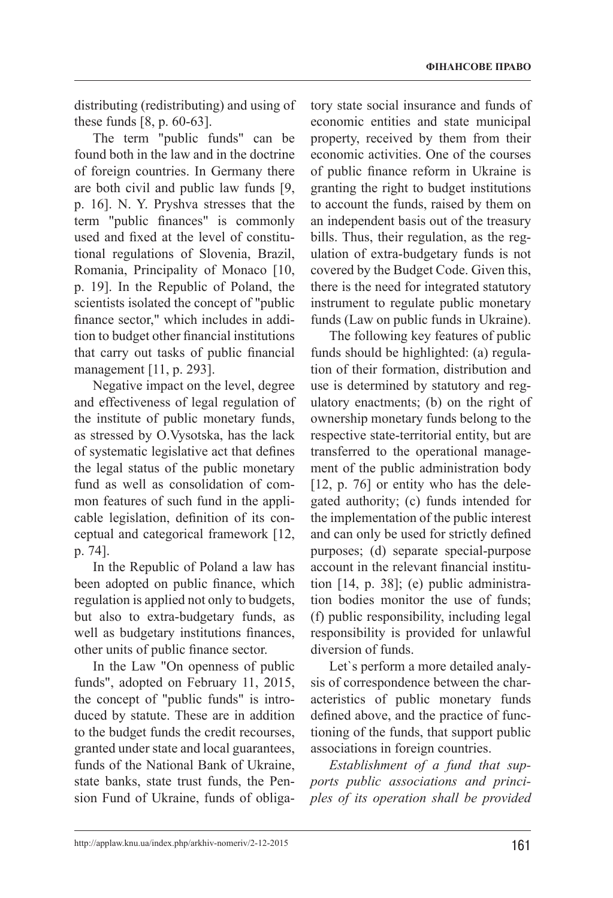distributing (redistributing) and using of these funds [8, p. 60-63].

The term "public funds" can be found both in the law and in the doctrine of foreign countries. In Germany there are both civil and public law funds [9, p. 16]. N. Y. Pryshva stresses that the term "public finances" is commonly used and fixed at the level of constitutional regulations of Slovenia, Brazil, Romania, Principality of Monaco [10, p. 19]. In the Republic of Poland, the scientists isolated the concept of "public finance sector," which includes in addition to budget other financial institutions that carry out tasks of public financial management [11, p. 293].

Negative impact on the level, degree and effectiveness of legal regulation of the institute of public monetary funds, as stressed by O.Vysotska, has the lack of systematic legislative act that defines the legal status of the public monetary fund as well as consolidation of common features of such fund in the applicable legislation, definition of its conceptual and categorical framework [12, p. 74].

In the Republic of Poland a law has been adopted on public finance, which regulation is applied not only to budgets, but also to extra-budgetary funds, as well as budgetary institutions finances, other units of public finance sector.

In the Law "On openness of public funds", adopted on February 11, 2015, the concept of "public funds" is introduced by statute. These are in addition to the budget funds the credit recourses, granted under state and local guarantees, funds of the National Bank of Ukraine, state banks, state trust funds, the Pension Fund of Ukraine, funds of obligatory state social insurance and funds of economic entities and state municipal property, received by them from their economic activities. One of the courses of public finance reform in Ukraine is granting the right to budget institutions to account the funds, raised by them on an independent basis out of the treasury bills. Thus, their regulation, as the regulation of extra-budgetary funds is not covered by the Budget Code. Given this, there is the need for integrated statutory instrument to regulate public monetary funds (Law on public funds in Ukraine).

The following key features of public funds should be highlighted: (a) regulation of their formation, distribution and use is determined by statutory and regulatory enactments; (b) on the right of ownership monetary funds belong to the respective state-territorial entity, but are transferred to the operational management of the public administration body [12, p. 76] or entity who has the delegated authority; (c) funds intended for the implementation of the public interest and can only be used for strictly defined purposes; (d) separate special-purpose account in the relevant financial institution [14, p. 38]; (e) public administration bodies monitor the use of funds; (f) public responsibility, including legal responsibility is provided for unlawful diversion of funds.

Let`s perform a more detailed analysis of correspondence between the characteristics of public monetary funds defined above, and the practice of functioning of the funds, that support public associations in foreign countries.

*Establishment of a fund that supports public associations and principles of its operation shall be provided*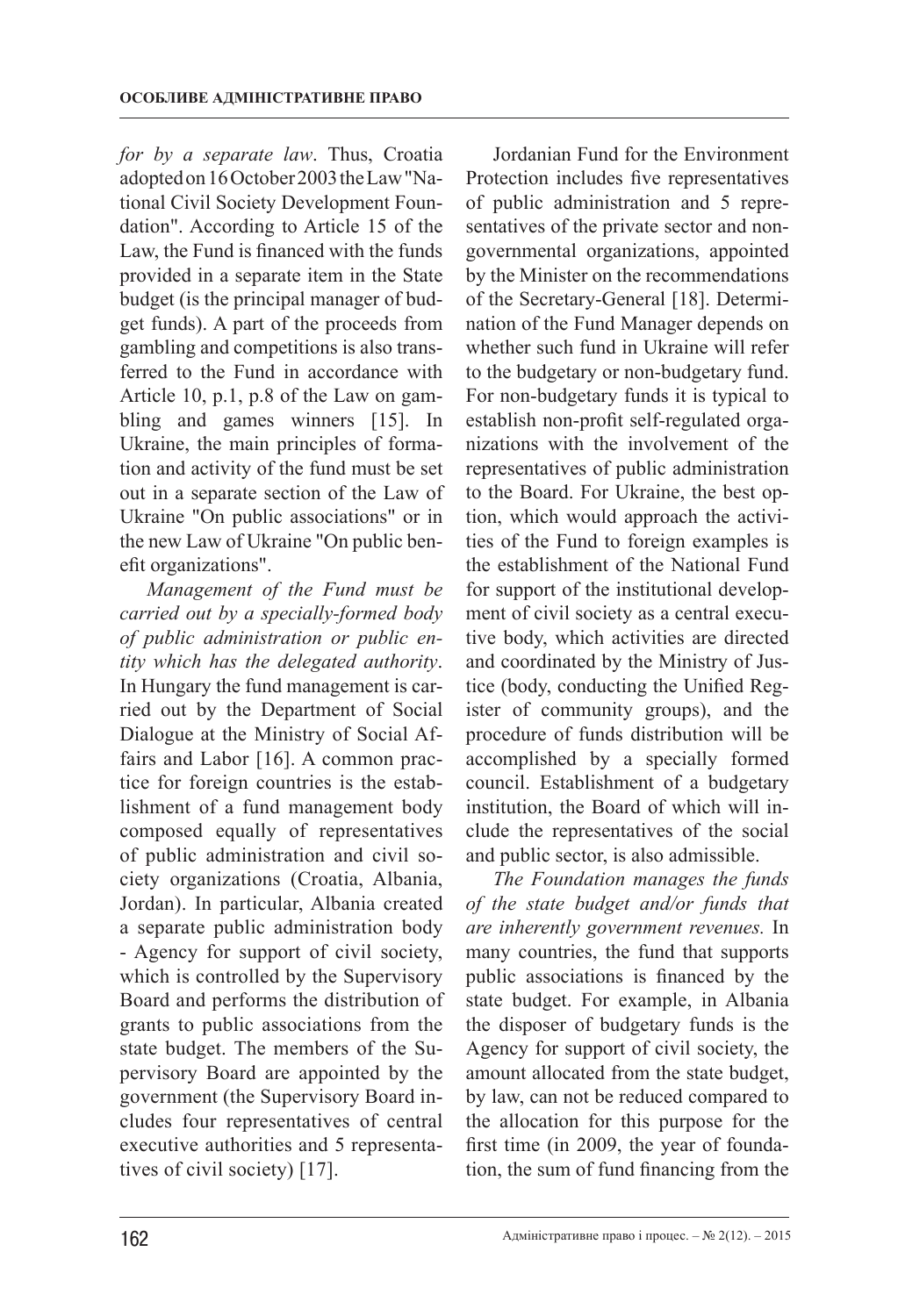*for by a separate law*. Thus, Croatia adopted on 16 October 2003 the Law "National Civil Society Development Foundation". According to Article 15 of the Law, the Fund is financed with the funds provided in a separate item in the State budget (is the principal manager of budget funds). A part of the proceeds from gambling and competitions is also transferred to the Fund in accordance with Article 10, p.1, p.8 of the Law on gambling and games winners [15]. In Ukraine, the main principles of formation and activity of the fund must be set out in a separate section of the Law of Ukraine "On public associations" or in the new Law of Ukraine "On public benefit organizations".

*Management of the Fund must be carried out by a specially-formed body of public administration or public entity which has the delegated authority*. In Hungary the fund management is carried out by the Department of Social Dialogue at the Ministry of Social Affairs and Labor [16]. A common practice for foreign countries is the establishment of a fund management body composed equally of representatives of public administration and civil society organizations (Croatia, Albania, Jordan). In particular, Albania created a separate public administration body - Agency for support of civil society, which is controlled by the Supervisory Board and performs the distribution of grants to public associations from the state budget. The members of the Supervisory Board are appointed by the government (the Supervisory Board includes four representatives of central executive authorities and 5 representatives of civil society) [17].

Jordanian Fund for the Environment Protection includes five representatives of public administration and 5 representatives of the private sector and non-governmental organizations, appointed by the Minister on the recommendations of the Secretary-General [18]. Determination of the Fund Manager depends on whether such fund in Ukraine will refer to the budgetary or non-budgetary fund. For non-budgetary funds it is typical to establish non-profit self-regulated organizations with the involvement of the representatives of public administration to the Board. For Ukraine, the best option, which would approach the activities of the Fund to foreign examples is the establishment of the National Fund for support of the institutional development of civil society as a central executive body, which activities are directed and coordinated by the Ministry of Justice (body, conducting the Unified Register of community groups), and the procedure of funds distribution will be accomplished by a specially formed council. Establishment of a budgetary institution, the Board of which will include the representatives of the social and public sector, is also admissible.

*The Foundation manages the funds of the state budget and/or funds that are inherently government revenues.* In many countries, the fund that supports public associations is financed by the state budget. For example, in Albania the disposer of budgetary funds is the Agency for support of civil society, the amount allocated from the state budget, by law, can not be reduced compared to the allocation for this purpose for the first time (in 2009, the year of foundation, the sum of fund financing from the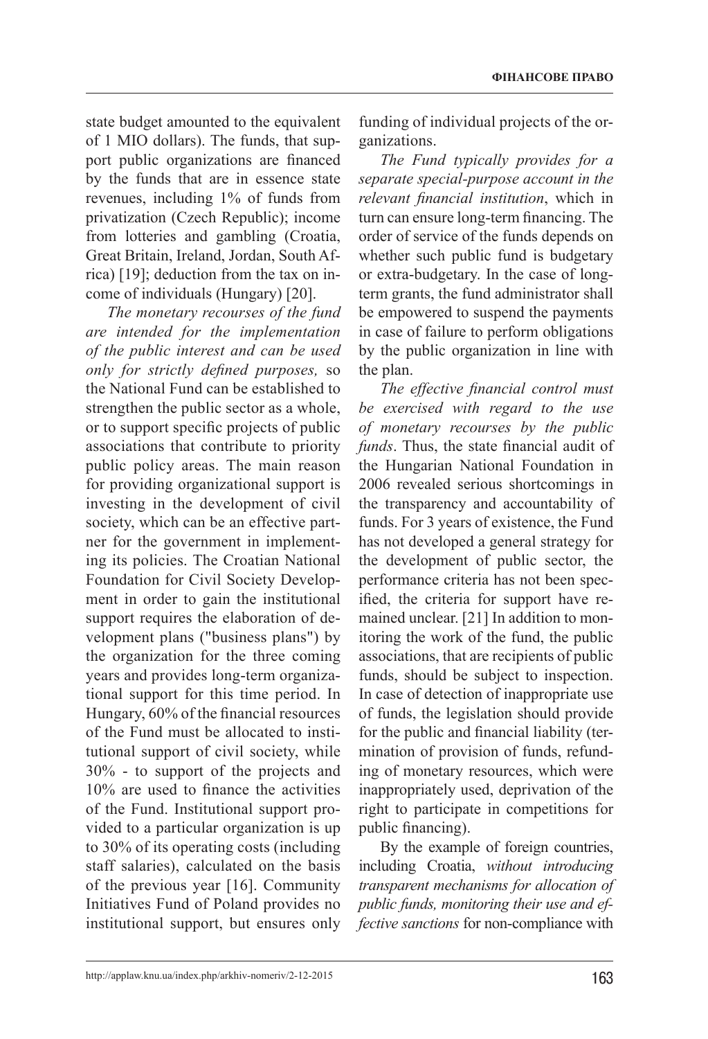state budget amounted to the equivalent of 1 MIO dollars). The funds, that support public organizations are financed by the funds that are in essence state revenues, including 1% of funds from privatization (Czech Republic); income from lotteries and gambling (Croatia, Great Britain, Ireland, Jordan, South Africa) [19]; deduction from the tax on income of individuals (Hungary) [20].

*The monetary recourses of the fund are intended for the implementation of the public interest and can be used only for strictly defined purposes,* so the National Fund can be established to strengthen the public sector as a whole, or to support specific projects of public associations that contribute to priority public policy areas. The main reason for providing organizational support is investing in the development of civil society, which can be an effective partner for the government in implementing its policies. The Croatian National Foundation for Civil Society Development in order to gain the institutional support requires the elaboration of development plans ("business plans") by the organization for the three coming years and provides long-term organizational support for this time period. In Hungary, 60% of the financial resources of the Fund must be allocated to institutional support of civil society, while 30% - to support of the projects and 10% are used to finance the activities of the Fund. Institutional support provided to a particular organization is up to 30% of its operating costs (including staff salaries), calculated on the basis of the previous year [16]. Community Initiatives Fund of Poland provides no institutional support, but ensures only funding of individual projects of the organizations.

*The Fund typically provides for a separate special-purpose account in the relevant financial institution*, which in turn can ensure long-term financing. The order of service of the funds depends on whether such public fund is budgetary or extra-budgetary. In the case of long-term grants, the fund administrator shall be empowered to suspend the payments in case of failure to perform obligations by the public organization in line with the plan.

*The effective financial control must be exercised with regard to the use of monetary recourses by the public funds*. Thus, the state financial audit of the Hungarian National Foundation in 2006 revealed serious shortcomings in the transparency and accountability of funds. For 3 years of existence, the Fund has not developed a general strategy for the development of public sector, the performance criteria has not been specified, the criteria for support have remained unclear. [21] In addition to monitoring the work of the fund, the public associations, that are recipients of public funds, should be subject to inspection. In case of detection of inappropriate use of funds, the legislation should provide for the public and financial liability (termination of provision of funds, refunding of monetary resources, which were inappropriately used, deprivation of the right to participate in competitions for public financing).

By the example of foreign countries, including Croatia, *without introducing transparent mechanisms for allocation of public funds, monitoring their use and effective sanctions* for non-compliance with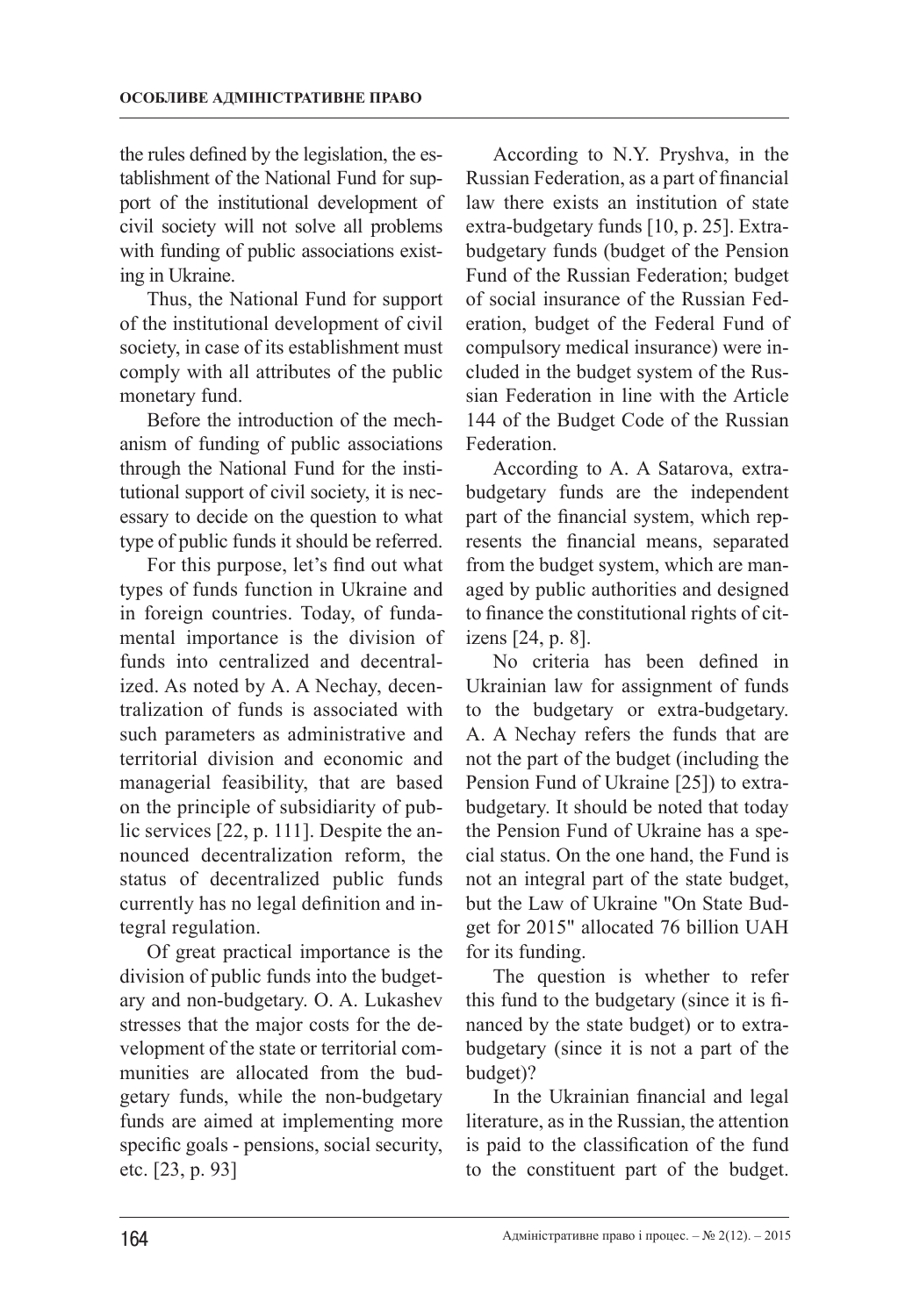the rules defined by the legislation, the establishment of the National Fund for support of the institutional development of civil society will not solve all problems with funding of public associations existing in Ukraine.

Thus, the National Fund for support of the institutional development of civil society, in case of its establishment must comply with all attributes of the public monetary fund.

Before the introduction of the mechanism of funding of public associations through the National Fund for the institutional support of civil society, it is necessary to decide on the question to what type of public funds it should be referred.

For this purpose, let's find out what types of funds function in Ukraine and in foreign countries. Today, of fundamental importance is the division of funds into centralized and decentralized. As noted by A. A Nechay, decentralization of funds is associated with such parameters as administrative and territorial division and economic and managerial feasibility, that are based on the principle of subsidiarity of public services [22, p. 111]. Despite the announced decentralization reform, the status of decentralized public funds currently has no legal definition and integral regulation.

Of great practical importance is the division of public funds into the budgetary and non-budgetary. O. A. Lukashev stresses that the major costs for the development of the state or territorial communities are allocated from the budgetary funds, while the non-budgetary funds are aimed at implementing more specific goals - pensions, social security, etc. [23, p. 93]

According to N.Y. Pryshva, in the Russian Federation, as a part of financial law there exists an institution of state extra-budgetary funds [10, p. 25]. Extra-budgetary funds (budget of the Pension Fund of the Russian Federation; budget of social insurance of the Russian Federation, budget of the Federal Fund of compulsory medical insurance) were included in the budget system of the Russian Federation in line with the Article 144 of the Budget Code of the Russian Federation.

According to A. A Satarova, extra-budgetary funds are the independent part of the financial system, which represents the financial means, separated from the budget system, which are managed by public authorities and designed to finance the constitutional rights of citizens [24, p. 8].

No criteria has been defined in Ukrainian law for assignment of funds to the budgetary or extra-budgetary. A. A Nechay refers the funds that are not the part of the budget (including the Pension Fund of Ukraine [25]) to extra-budgetary. It should be noted that today the Pension Fund of Ukraine has a special status. On the one hand, the Fund is not an integral part of the state budget, but the Law of Ukraine "On State Budget for 2015" allocated 76 billion UAH for its funding.

The question is whether to refer this fund to the budgetary (since it is financed by the state budget) or to extra-budgetary (since it is not a part of the budget)?

In the Ukrainian financial and legal literature, as in the Russian, the attention is paid to the classification of the fund to the constituent part of the budget.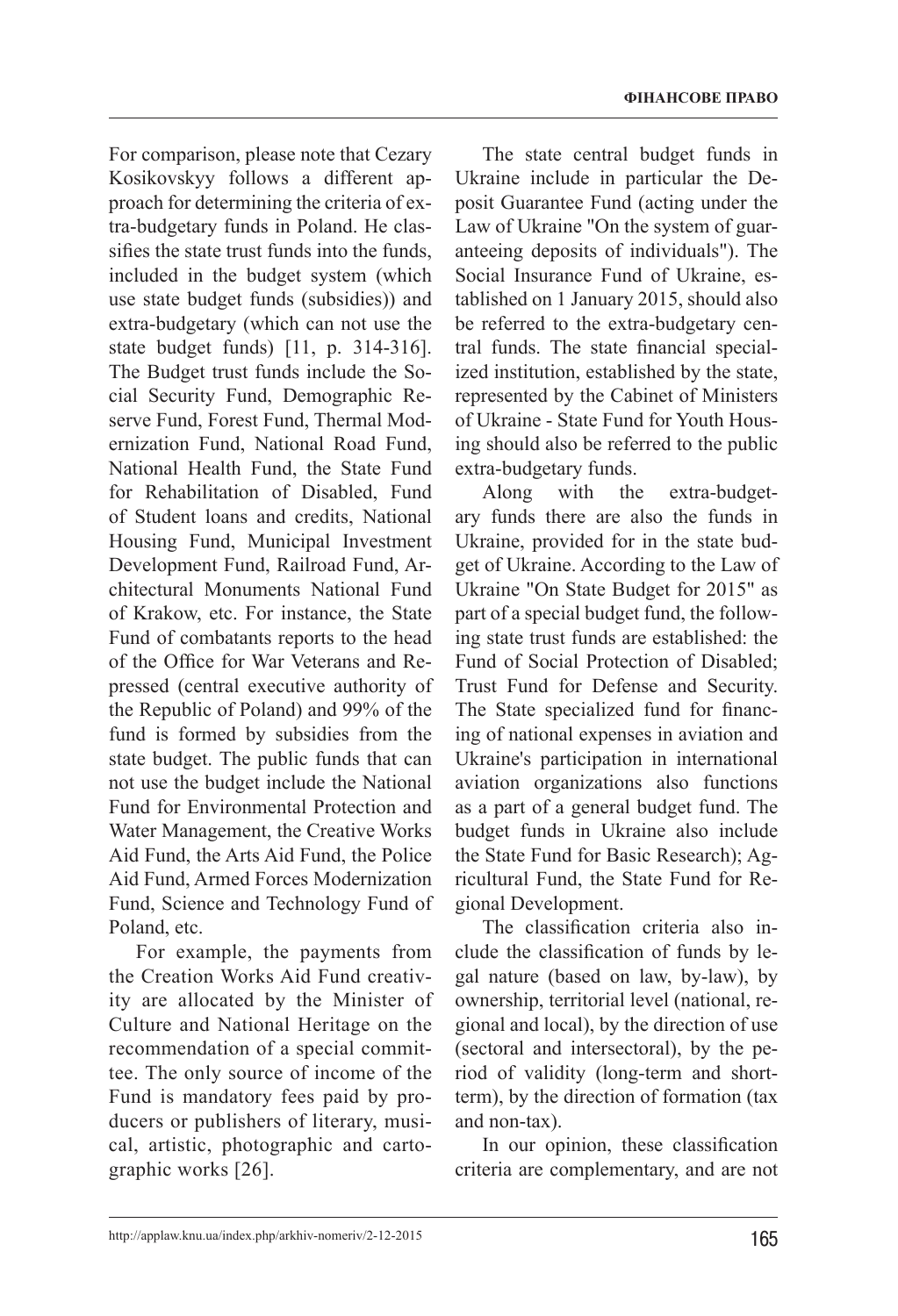For comparison, please note that Cezary Kosikovskyy follows a different approach for determining the criteria of extra-budgetary funds in Poland. He classifies the state trust funds into the funds, included in the budget system (which use state budget funds (subsidies)) and extra-budgetary (which can not use the state budget funds) [11, p. 314-316]. The Budget trust funds include the Social Security Fund, Demographic Reserve Fund, Forest Fund, Thermal Modernization Fund, National Road Fund, National Health Fund, the State Fund for Rehabilitation of Disabled, Fund of Student loans and credits, National Housing Fund, Municipal Investment Development Fund, Railroad Fund, Architectural Monuments National Fund of Krakow, etc. For instance, the State Fund of combatants reports to the head of the Office for War Veterans and Repressed (central executive authority of the Republic of Poland) and 99% of the fund is formed by subsidies from the state budget. The public funds that can not use the budget include the National Fund for Environmental Protection and Water Management, the Creative Works Aid Fund, the Arts Aid Fund, the Police Aid Fund, Armed Forces Modernization Fund, Science and Technology Fund of Poland, etc.

For example, the payments from the Creation Works Aid Fund creativity are allocated by the Minister of Culture and National Heritage on the recommendation of a special committee. The only source of income of the Fund is mandatory fees paid by producers or publishers of literary, musical, artistic, photographic and cartographic works [26].

The state central budget funds in Ukraine include in particular the Deposit Guarantee Fund (acting under the Law of Ukraine "On the system of guaranteeing deposits of individuals"). The Social Insurance Fund of Ukraine, established on 1 January 2015, should also be referred to the extra-budgetary central funds. The state financial specialized institution, established by the state, represented by the Cabinet of Ministers of Ukraine - State Fund for Youth Housing should also be referred to the public extra-budgetary funds.

Along with the extra-budgetary funds there are also the funds in Ukraine, provided for in the state budget of Ukraine. According to the Law of Ukraine "On State Budget for 2015" as part of a special budget fund, the following state trust funds are established: the Fund of Social Protection of Disabled; Trust Fund for Defense and Security. The State specialized fund for financing of national expenses in aviation and Ukraine's participation in international aviation organizations also functions as a part of a general budget fund. The budget funds in Ukraine also include the State Fund for Basic Research); Agricultural Fund, the State Fund for Regional Development.

The classification criteria also include the classification of funds by legal nature (based on law, by-law), by ownership, territorial level (national, regional and local), by the direction of use (sectoral and intersectoral), by the period of validity (long-term and short-term), by the direction of formation (tax and non-tax).

In our opinion, these classification criteria are complementary, and are not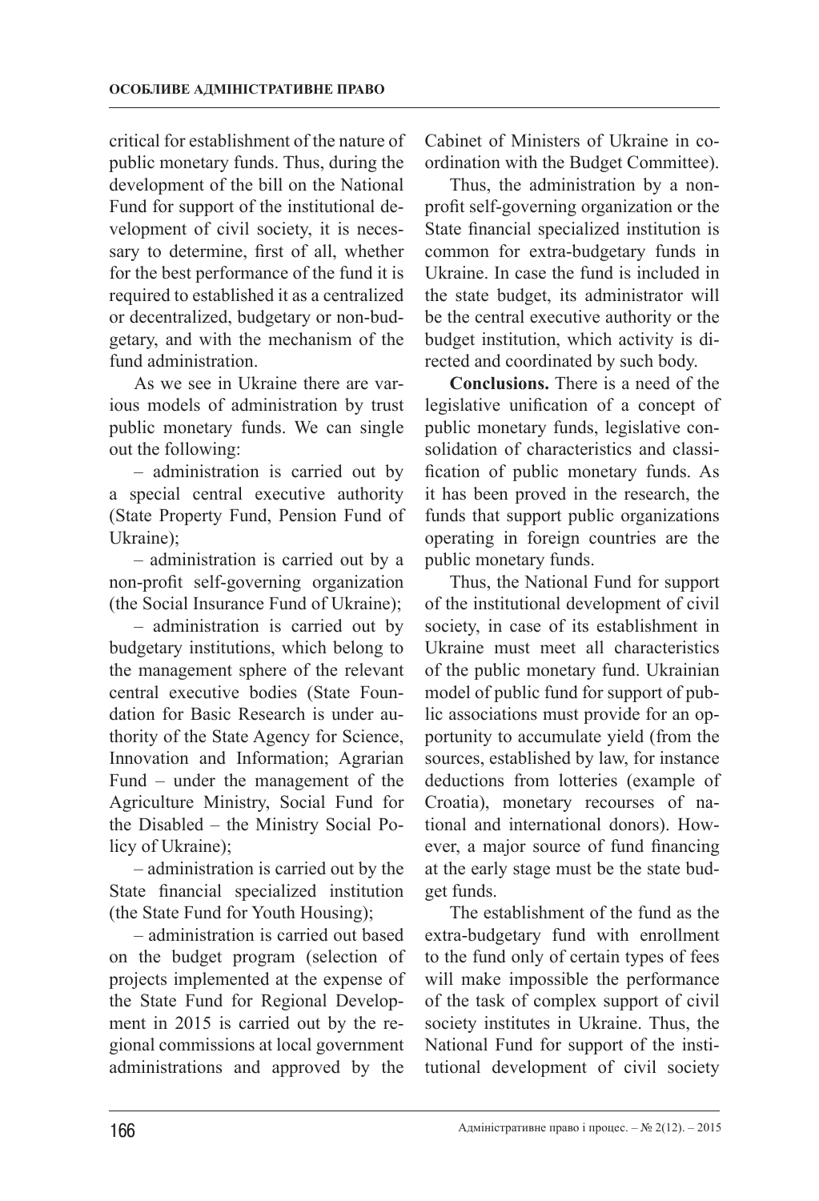critical for establishment of the nature of public monetary funds. Thus, during the development of the bill on the National Fund for support of the institutional development of civil society, it is necessary to determine, first of all, whether for the best performance of the fund it is required to established it as a centralized or decentralized, budgetary or non-budgetary, and with the mechanism of the fund administration.

As we see in Ukraine there are various models of administration by trust public monetary funds. We can single out the following:

– administration is carried out by a special central executive authority (State Property Fund, Pension Fund of Ukraine);

– administration is carried out by a non-profit self-governing organization (the Social Insurance Fund of Ukraine);

– administration is carried out by budgetary institutions, which belong to the management sphere of the relevant central executive bodies (State Foundation for Basic Research is under authority of the State Agency for Science, Innovation and Information; Agrarian Fund – under the management of the Agriculture Ministry, Social Fund for the Disabled – the Ministry Social Policy of Ukraine);

– administration is carried out by the State financial specialized institution (the State Fund for Youth Housing);

– administration is carried out based on the budget program (selection of projects implemented at the expense of the State Fund for Regional Development in 2015 is carried out by the regional commissions at local government administrations and approved by the Cabinet of Ministers of Ukraine in coordination with the Budget Committee).

Thus, the administration by a non-profit self-governing organization or the State financial specialized institution is common for extra-budgetary funds in Ukraine. In case the fund is included in the state budget, its administrator will be the central executive authority or the budget institution, which activity is directed and coordinated by such body.

**Conclusions.** There is a need of the legislative unification of a concept of public monetary funds, legislative consolidation of characteristics and classification of public monetary funds. As it has been proved in the research, the funds that support public organizations operating in foreign countries are the public monetary funds.

Thus, the National Fund for support of the institutional development of civil society, in case of its establishment in Ukraine must meet all characteristics of the public monetary fund. Ukrainian model of public fund for support of public associations must provide for an opportunity to accumulate yield (from the sources, established by law, for instance deductions from lotteries (example of Croatia), monetary recourses of national and international donors). However, a major source of fund financing at the early stage must be the state budget funds.

The establishment of the fund as the extra-budgetary fund with enrollment to the fund only of certain types of fees will make impossible the performance of the task of complex support of civil society institutes in Ukraine. Thus, the National Fund for support of the institutional development of civil society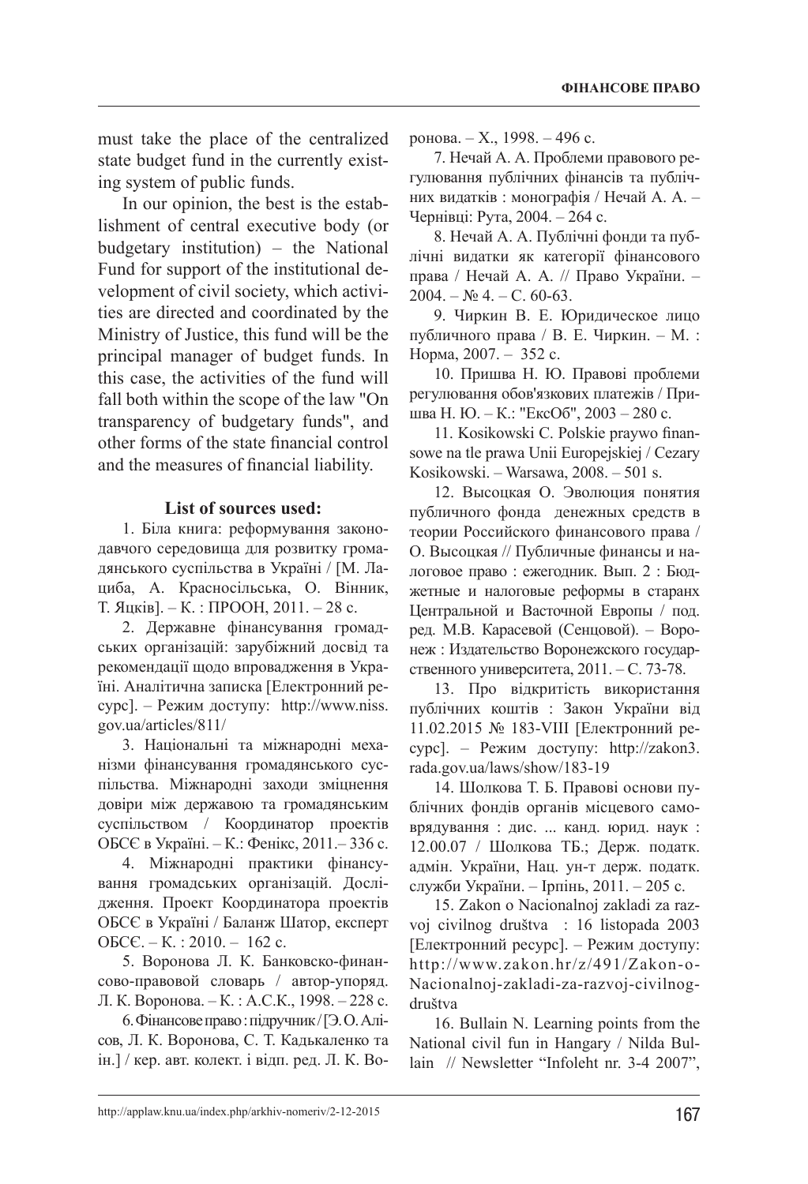must take the place of the centralized state budget fund in the currently existing system of public funds.

In our opinion, the best is the establishment of central executive body (or budgetary institution) – the National Fund for support of the institutional development of civil society, which activities are directed and coordinated by the Ministry of Justice, this fund will be the principal manager of budget funds. In this case, the activities of the fund will fall both within the scope of the law "On transparency of budgetary funds", and other forms of the state financial control and the measures of financial liability.

**List of sources used:**

1. Біла книга: реформування законодавчого середовища для розвитку громадянського суспільства в Україні / [М. Лациба, А. Красносільська, О. Вінник, Т. Яцків]. – К. : ПРООН, 2011. – 28 с.

2. Державне фінансування громадських організацій: зарубіжний досвід та рекомендації щодо впровадження в Україні. Аналітична записка [Електронний ресурс]. – Режим доступу: http://www.niss.gov.ua/articles/811/

3. Національні та міжнародні механізми фінансування громадянського суспільства. Міжнародні заходи зміцнення довіри між державою та громадянським суспільством / Координатор проектів ОБСЄ в Україні. – К.: Фенікс, 2011.– 336 с.

4. Міжнародні практики фінансування громадських організацій. Дослідження. Проект Координатора проектів ОБСЄ в Україні / Баланж Шатор, експерт ОБСЄ. – К. : 2010. – 162 с.

5. Воронова Л. К. Банковско-финансово-правовой словарь / автор-упоряд. Л. К. Воронова. – К. : А.С.К., 1998. – 228 с.

6. Фінансове право : підручник / [Э. О. Алісов, Л. К. Воронова, С. Т. Кадькаленко та ін.] / кер. авт. колект. і відп. ред. Л. К. Воронова. – Х., 1998. – 496 с.

7. Нечай А. А. Проблеми правового регулювання публічних фінансів та публічних видатків : монографія / Нечай А. А. – Чернівці: Рута, 2004. – 264 с.

8. Нечай А. А. Публічні фонди та публічні видатки як категорії фінансового права / Нечай А. А. // Право України. – 2004. – № 4. – С. 60-63.

9. Чиркин В. Е. Юридическое лицо публичного права / В. Е. Чиркин. – М. : Норма, 2007. – 352 с.

10. Пришва Н. Ю. Правові проблеми регулювання обов'язкових платежів / Пришва Н. Ю. – К.: "ЕксОб", 2003 – 280 с.

11. Kosikowski C. Polskie praywo finansowe na tle prawa Unii Europejskiej / Cezary Kosikowski. – Warsawa, 2008. – 501 s.

12. Высоцкая О. Эволюция понятия публичного фонда денежных средств в теории Российского финансового права / О. Высоцкая // Публичные финансы и налоговое право : ежегодник. Вып. 2 : Бюджетные и налоговые реформы в старанх Центральной и Васточной Европы / под. ред. М.В. Карасевой (Сенцовой). – Воронеж : Издательство Воронежского государственного университета, 2011. – С. 73-78.

13. Про відкритість використання публічних коштів : Закон України від 11.02.2015 № 183-VIII [Електронний ресурс]. – Режим доступу: http://zakon3.rada.gov.ua/laws/show/183-19

14. Шолкова Т. Б. Правові основи публічних фондів органів місцевого самоврядування : дис. ... канд. юрид. наук : 12.00.07 / Шолкова ТБ.; Держ. податк. адмін. України, Нац. ун-т держ. податк. служби України. – Ірпінь, 2011. – 205 с.

15. Zakon o Nacionalnoj zakladi za razvoj civilnog društva : 16 listopada 2003 [Електронний ресурс]. – Режим доступу: http://www.zakon.hr/z/491/Zakon-o-Nacionalnoj-zakladi-za-razvoj-civilnog-društva

16. Bullain N. Learning points from the National civil fun in Hangary / Nilda Bullain // Newsletter "Infoleht nr. 3-4 2007",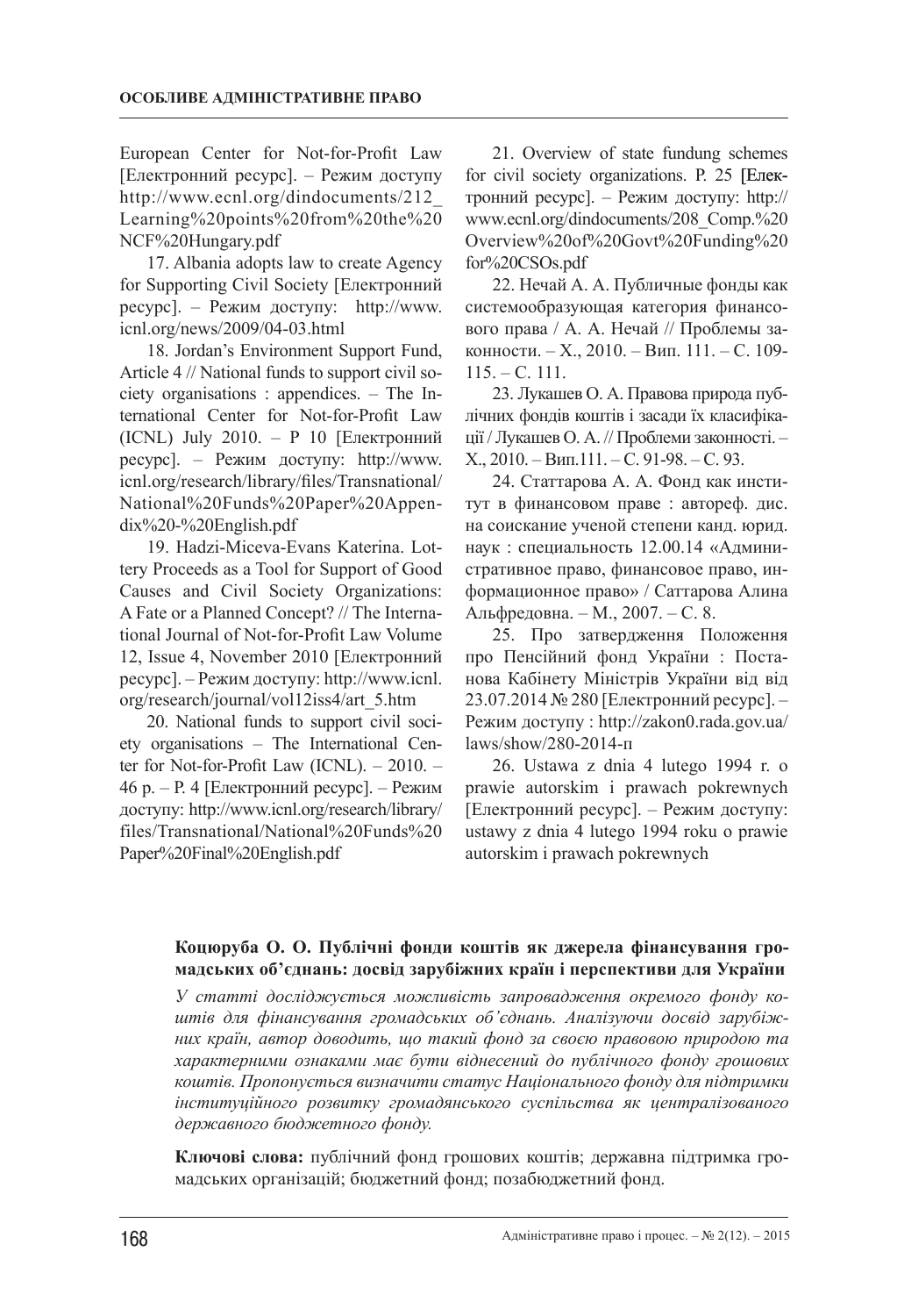European Center for Not-for-Profit Law [Електронний ресурс]. – Режим доступу http://www.ecnl.org/dindocuments/212_Learning%20points%20from%20the%20NCF%20Hungary.pdf

17. Albania adopts law to create Agency for Supporting Civil Society [Електронний ресурс]. – Режим доступу: http://www.icnl.org/news/2009/04-03.html

18. Jordan's Environment Support Fund, Article 4 // National funds to support civil society organisations : appendices. – The International Center for Not-for-Profit Law (ICNL) July 2010. – P 10 [Електронний ресурс]. – Режим доступу: http://www.icnl.org/research/library/files/Transnational/National%20Funds%20Paper%20Appendix%20-%20English.pdf

19. Hadzi-Miceva-Evans Katerina. Lottery Proceeds as a Tool for Support of Good Causes and Civil Society Organizations: A Fate or a Planned Concept? // The International Journal of Not-for-Profit Law Volume 12, Issue 4, November 2010 [Електронний ресурс]. – Режим доступу: http://www.icnl.org/research/journal/vol12iss4/art_5.htm

20. National funds to support civil society organisations – The International Center for Not-for-Profit Law (ICNL). – 2010. – 46 p. – P. 4 [Електронний ресурс]. – Режим доступу: http://www.icnl.org/research/library/files/Transnational/National%20Funds%20Paper%20Final%20English.pdf

21. Overview of state fundung schemes for civil society organizations. P. 25 [Електронний ресурс]. – Режим доступу: http://www.ecnl.org/dindocuments/208_Comp.%20Overview%20of%20Govt%20Funding%20for%20CSOs.pdf

22. Нечай А. А. Публичные фонды как системообразующая категория финансового права / А. А. Нечай // Проблемы законности. – Х., 2010. – Вип. 111. – С. 109-115. – С. 111.

23. Лукашев О. А. Правова природа публічних фондів коштів і засади їх класифікації / Лукашев О. А. // Проблеми законності. – Х., 2010. – Вип.111. – С. 91-98. – С. 93.

24. Саттарова А. А. Фонд как институт в финансовом праве : автореф. дис. на соискание ученой степени канд. юрид. наук : специальность 12.00.14 «Административное право, финансовое право, информационное право» / Саттарова Алина Альфредовна. – М., 2007. – С. 8.

25. Про затвердження Положення про Пенсійний фонд України : Постанова Кабінету Міністрів України від від 23.07.2014 № 280 [Електронний ресурс]. – Режим доступу : http://zakon0.rada.gov.ua/laws/show/280-2014-п

26. Ustawa z dnia 4 lutego 1994 r. o prawie autorskim i prawach pokrewnych [Електронний ресурс]. – Режим доступу: ustawy z dnia 4 lutego 1994 roku o prawie autorskim i prawach pokrewnych

**Коцюруба О. О. Публічні фонди коштів як джерела фінансування громадських об'єднань: досвід зарубіжних країн і перспективи для України**

*У статті досліджується можливість запровадження окремого фонду коштів для фінансування громадських об'єднань. Аналізуючи досвід зарубіжних країн, автор доводить, що такий фонд за своєю правовою природою та характерними ознаками має бути віднесений до публічного фонду грошових коштів. Пропонується визначити статус Національного фонду для підтримки інституційного розвитку громадянського суспільства як централізованого державного бюджетного фонду.*

**Ключові слова:** публічний фонд грошових коштів; державна підтримка громадських організацій; бюджетний фонд; позабюджетний фонд.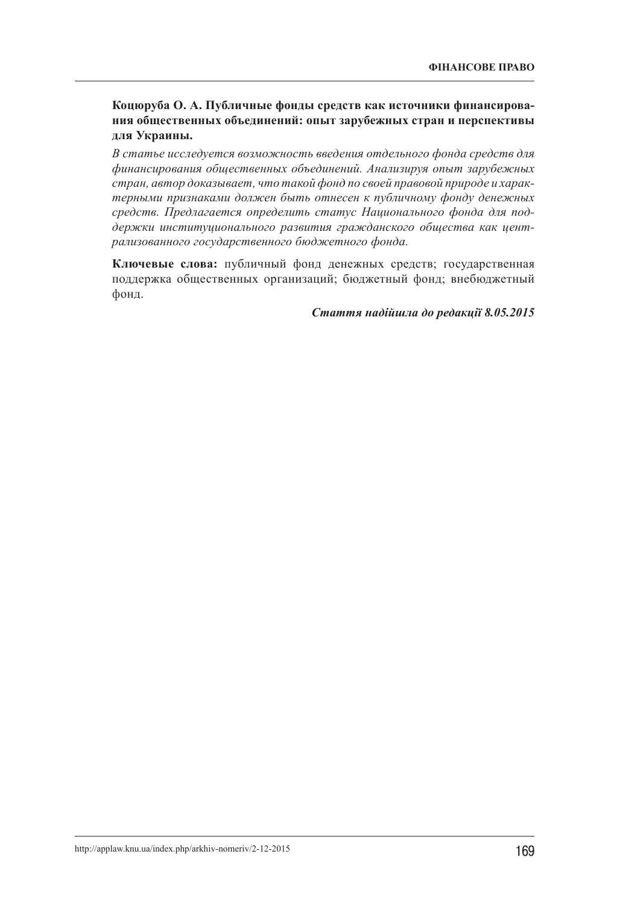**Коцюруба О. А. Публичные фонды средств как источники финансирования общественных объединений: опыт зарубежных стран и перспективы для Украины.**

*В статье исследуется возможность введения отдельного фонда средств для финансирования общественных объединений. Анализируя опыт зарубежных стран, автор доказывает, что такой фонд по своей правовой природе и характерными признаками должен быть отнесен к публичному фонду денежных средств. Предлагается определить статус Национального фонда для поддержки институционального развития гражданского общества как централизованного государственного бюджетного фонда.*

**Ключевые слова:** публичный фонд денежных средств; государственная поддержка общественных организаций; бюджетный фонд; внебюджетный фонд.

***Стаття надійшла до редакції 8.05.2015***